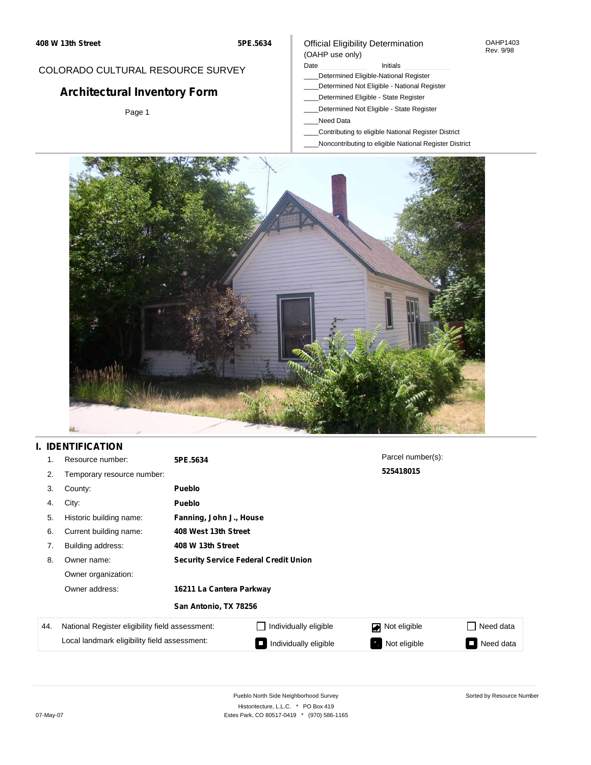408 W 13th Street

5PE.5634

COLORADO CULTURAL RESOURCE SURVEY

# Architectural Inventory Form

Official Eligibility Determination
(OAHP use only)

OAHP1403
Rev. 9/98

Date ____________ Initials ____________

____Determined Eligible-National Register
____Determined Not Eligible - National Register
____Determined Eligible - State Register
____Determined Not Eligible - State Register
____Need Data
____Contributing to eligible National Register District
____Noncontributing to eligible National Register District

## I. IDENTIFICATION

| | | |
|---|---|---|
| 1. | Resource number: | **5PE.5634** |
| 2. | Temporary resource number: | |
| 3. | County: | **Pueblo** |
| 4. | City: | **Pueblo** |
| 5. | Historic building name: | **Fanning, John J., House** |
| 6. | Current building name: | **408 West 13th Street** |
| 7. | Building address: | **408 W 13th Street** |
| 8. | Owner name: | **Security Service Federal Credit Union** |
| | Owner organization: | |
| | Owner address: | **16211 La Cantera Parkway** |
| | | **San Antonio, TX 78256** |

Parcel number(s):
**525418015**

| 44. | | | | |
|---|---|---|---|---|
| National Register eligibility field assessment: | ☐ Individually eligible | ☑ Not eligible | ☐ Need data |
| Local landmark eligibility field assessment: | ☐ Individually eligible | ☐ Not eligible | ☐ Need data |

Pueblo North Side Neighborhood Survey
Historitecture, L.L.C. * PO Box 419
Estes Park, CO 80517-0419 * (970) 586-1165

Sorted by Resource Number

07-May-07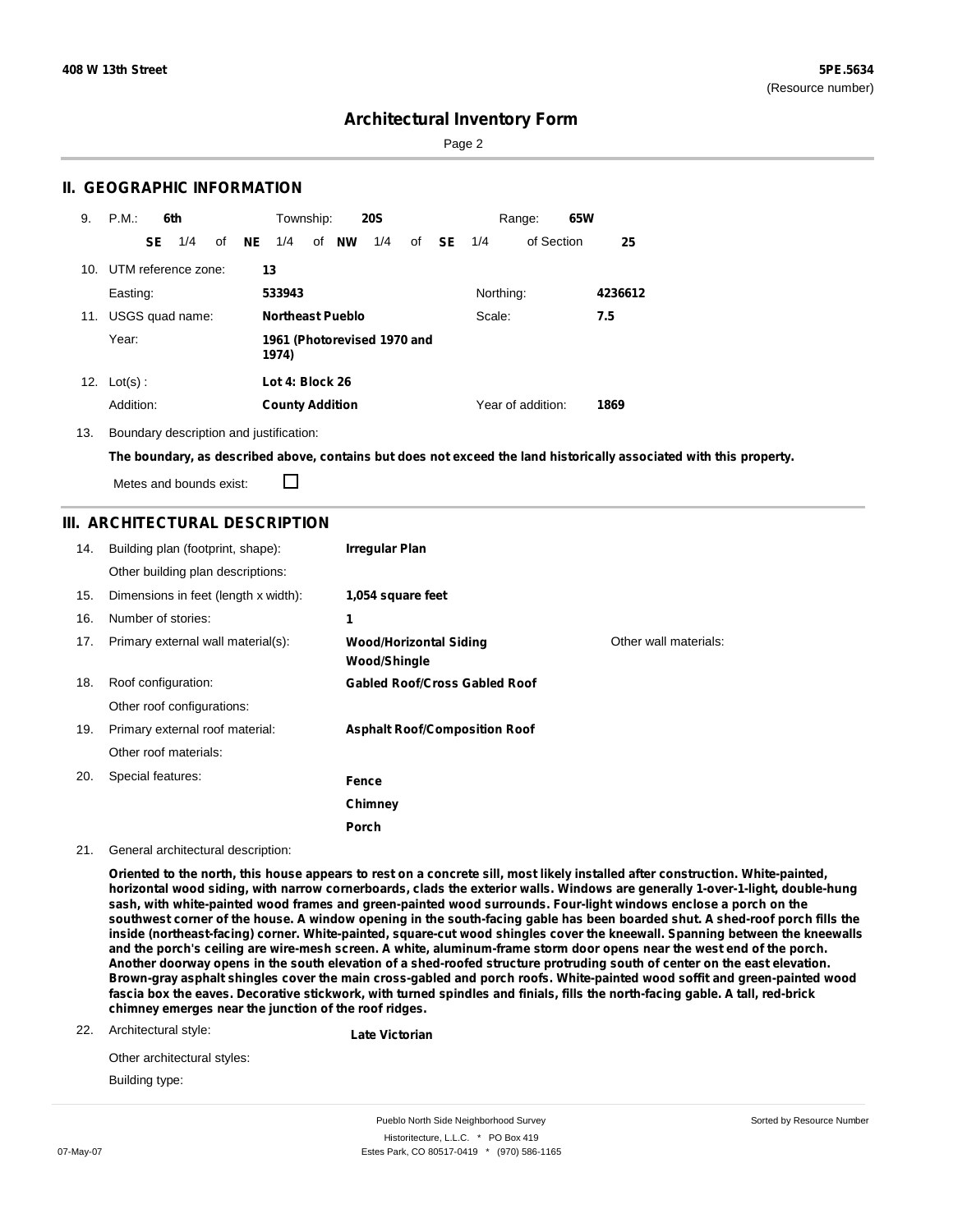**408 W 13th Street** **5PE.5634**
(Resource number)

# Architectural Inventory Form

## II. GEOGRAPHIC INFORMATION

9. P.M.: **6th** Township: **20S** Range: **65W**

**SE** 1/4 of **NE** 1/4 of **NW** 1/4 of **SE** 1/4 of Section **25**

10. UTM reference zone: **13**

Easting: **533943** Northing: **4236612**

11. USGS quad name: **Northeast Pueblo** Scale: **7.5**

Year: **1961 (Photorevised 1970 and 1974)**

12. Lot(s) : **Lot 4: Block 26**

Addition: **County Addition** Year of addition: **1869**

13. Boundary description and justification:

**The boundary, as described above, contains but does not exceed the land historically associated with this property.**

Metes and bounds exist: ☐

## III. ARCHITECTURAL DESCRIPTION

14. Building plan (footprint, shape): **Irregular Plan**

Other building plan descriptions:

15. Dimensions in feet (length x width): **1,054 square feet**

16. Number of stories: **1**

17. Primary external wall material(s): **Wood/Horizontal Siding**, **Wood/Shingle** Other wall materials:

18. Roof configuration: **Gabled Roof/Cross Gabled Roof**

Other roof configurations:

19. Primary external roof material: **Asphalt Roof/Composition Roof**

Other roof materials:

20. Special features: **Fence**, **Chimney**, **Porch**

21. General architectural description:

**Oriented to the north, this house appears to rest on a concrete sill, most likely installed after construction. White-painted, horizontal wood siding, with narrow cornerboards, clads the exterior walls. Windows are generally 1-over-1-light, double-hung sash, with white-painted wood frames and green-painted wood surrounds. Four-light windows enclose a porch on the southwest corner of the house. A window opening in the south-facing gable has been boarded shut. A shed-roof porch fills the inside (northeast-facing) corner. White-painted, square-cut wood shingles cover the kneewall. Spanning between the kneewalls and the porch's ceiling are wire-mesh screen. A white, aluminum-frame storm door opens near the west end of the porch. Another doorway opens in the south elevation of a shed-roofed structure protruding south of center on the east elevation. Brown-gray asphalt shingles cover the main cross-gabled and porch roofs. White-painted wood soffit and green-painted wood fascia box the eaves. Decorative stickwork, with turned spindles and finials, fills the north-facing gable. A tall, red-brick chimney emerges near the junction of the roof ridges.**

22. Architectural style: **Late Victorian**

Other architectural styles:

Building type: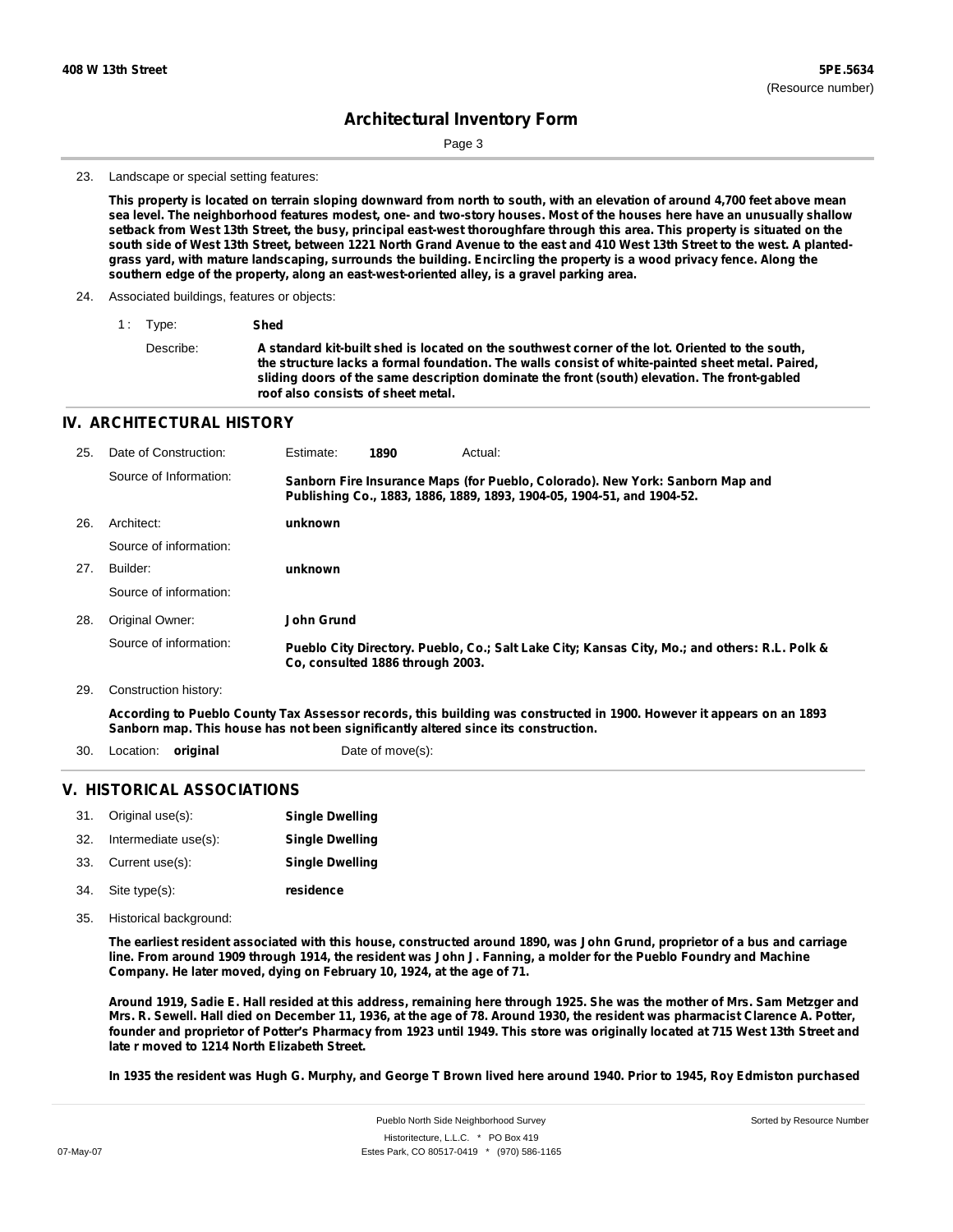## Architectural Inventory Form

23. Landscape or special setting features:

**This property is located on terrain sloping downward from north to south, with an elevation of around 4,700 feet above mean sea level. The neighborhood features modest, one- and two-story houses. Most of the houses here have an unusually shallow setback from West 13th Street, the busy, principal east-west thoroughfare through this area. This property is situated on the south side of West 13th Street, between 1221 North Grand Avenue to the east and 410 West 13th Street to the west. A planted-grass yard, with mature landscaping, surrounds the building. Encircling the property is a wood privacy fence. Along the southern edge of the property, along an east-west-oriented alley, is a gravel parking area.**

24. Associated buildings, features or objects:

1 : Type: **Shed**

Describe: **A standard kit-built shed is located on the southwest corner of the lot. Oriented to the south, the structure lacks a formal foundation. The walls consist of white-painted sheet metal. Paired, sliding doors of the same description dominate the front (south) elevation. The front-gabled roof also consists of sheet metal.**

## IV. ARCHITECTURAL HISTORY

25. Date of Construction: Estimate: **1890** Actual:

Source of Information: **Sanborn Fire Insurance Maps (for Pueblo, Colorado). New York: Sanborn Map and Publishing Co., 1883, 1886, 1889, 1893, 1904-05, 1904-51, and 1904-52.**

26. Architect: **unknown**

Source of information:

27. Builder: **unknown**

Source of information:

28. Original Owner: **John Grund**

Source of information: **Pueblo City Directory. Pueblo, Co.; Salt Lake City; Kansas City, Mo.; and others: R.L. Polk & Co, consulted 1886 through 2003.**

29. Construction history:

**According to Pueblo County Tax Assessor records, this building was constructed in 1900. However it appears on an 1893 Sanborn map. This house has not been significantly altered since its construction.**

30. Location: **original** Date of move(s):

## V. HISTORICAL ASSOCIATIONS

31. Original use(s): **Single Dwelling**
32. Intermediate use(s): **Single Dwelling**
33. Current use(s): **Single Dwelling**
34. Site type(s): **residence**
35. Historical background:

**The earliest resident associated with this house, constructed around 1890, was John Grund, proprietor of a bus and carriage line. From around 1909 through 1914, the resident was John J. Fanning, a molder for the Pueblo Foundry and Machine Company. He later moved, dying on February 10, 1924, at the age of 71.**

**Around 1919, Sadie E. Hall resided at this address, remaining here through 1925. She was the mother of Mrs. Sam Metzger and Mrs. R. Sewell. Hall died on December 11, 1936, at the age of 78. Around 1930, the resident was pharmacist Clarence A. Potter, founder and proprietor of Potter's Pharmacy from 1923 until 1949. This store was originally located at 715 West 13th Street and late r moved to 1214 North Elizabeth Street.**

**In 1935 the resident was Hugh G. Murphy, and George T Brown lived here around 1940. Prior to 1945, Roy Edmiston purchased**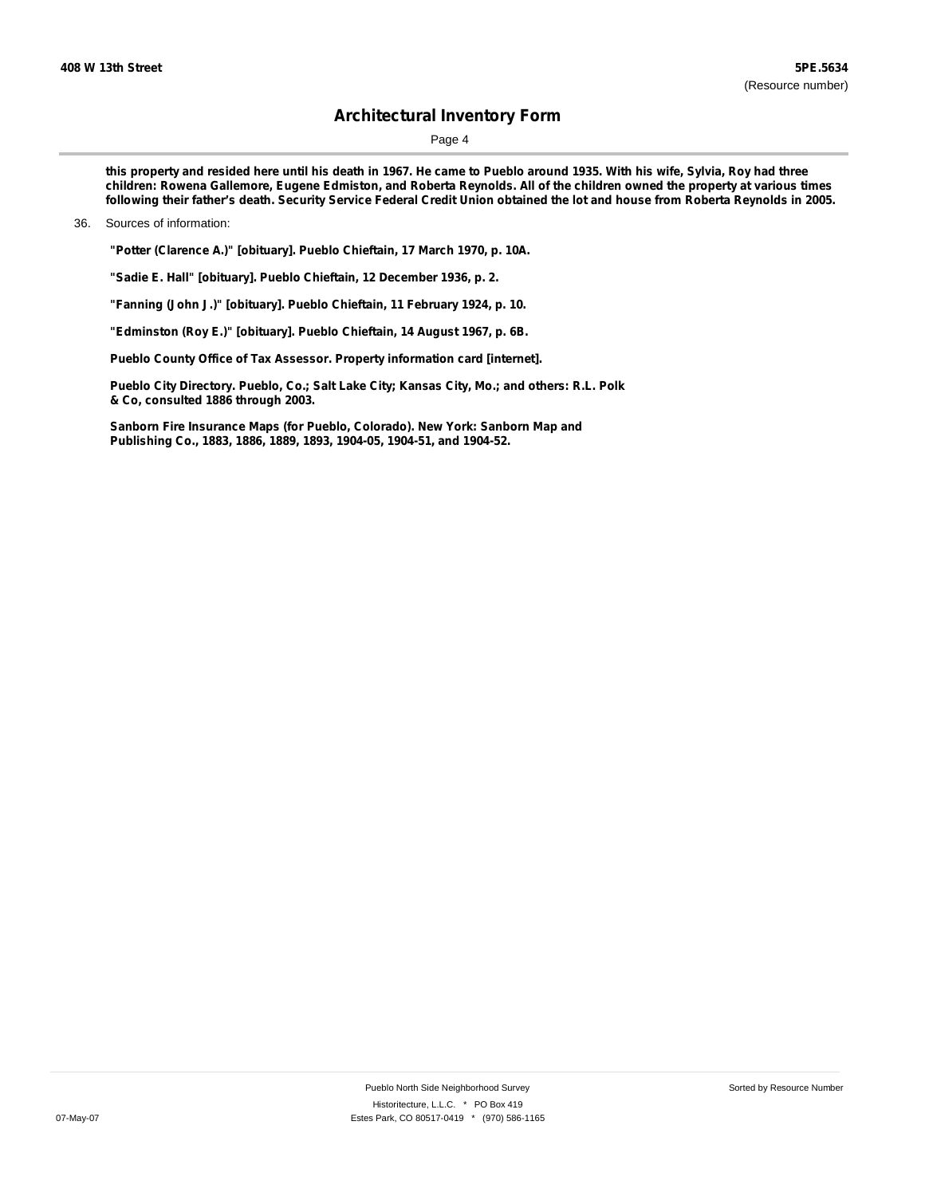**this property and resided here until his death in 1967. He came to Pueblo around 1935. With his wife, Sylvia, Roy had three children: Rowena Gallemore, Eugene Edmiston, and Roberta Reynolds. All of the children owned the property at various times following their father's death. Security Service Federal Credit Union obtained the lot and house from Roberta Reynolds in 2005.**

36. Sources of information:

**"Potter (Clarence A.)" [obituary]. Pueblo Chieftain, 17 March 1970, p. 10A.**

**"Sadie E. Hall" [obituary]. Pueblo Chieftain, 12 December 1936, p. 2.**

**"Fanning (John J.)" [obituary]. Pueblo Chieftain, 11 February 1924, p. 10.**

**"Edminston (Roy E.)" [obituary]. Pueblo Chieftain, 14 August 1967, p. 6B.**

**Pueblo County Office of Tax Assessor. Property information card [internet].**

**Pueblo City Directory. Pueblo, Co.; Salt Lake City; Kansas City, Mo.; and others: R.L. Polk & Co, consulted 1886 through 2003.**

**Sanborn Fire Insurance Maps (for Pueblo, Colorado). New York: Sanborn Map and Publishing Co., 1883, 1886, 1889, 1893, 1904-05, 1904-51, and 1904-52.**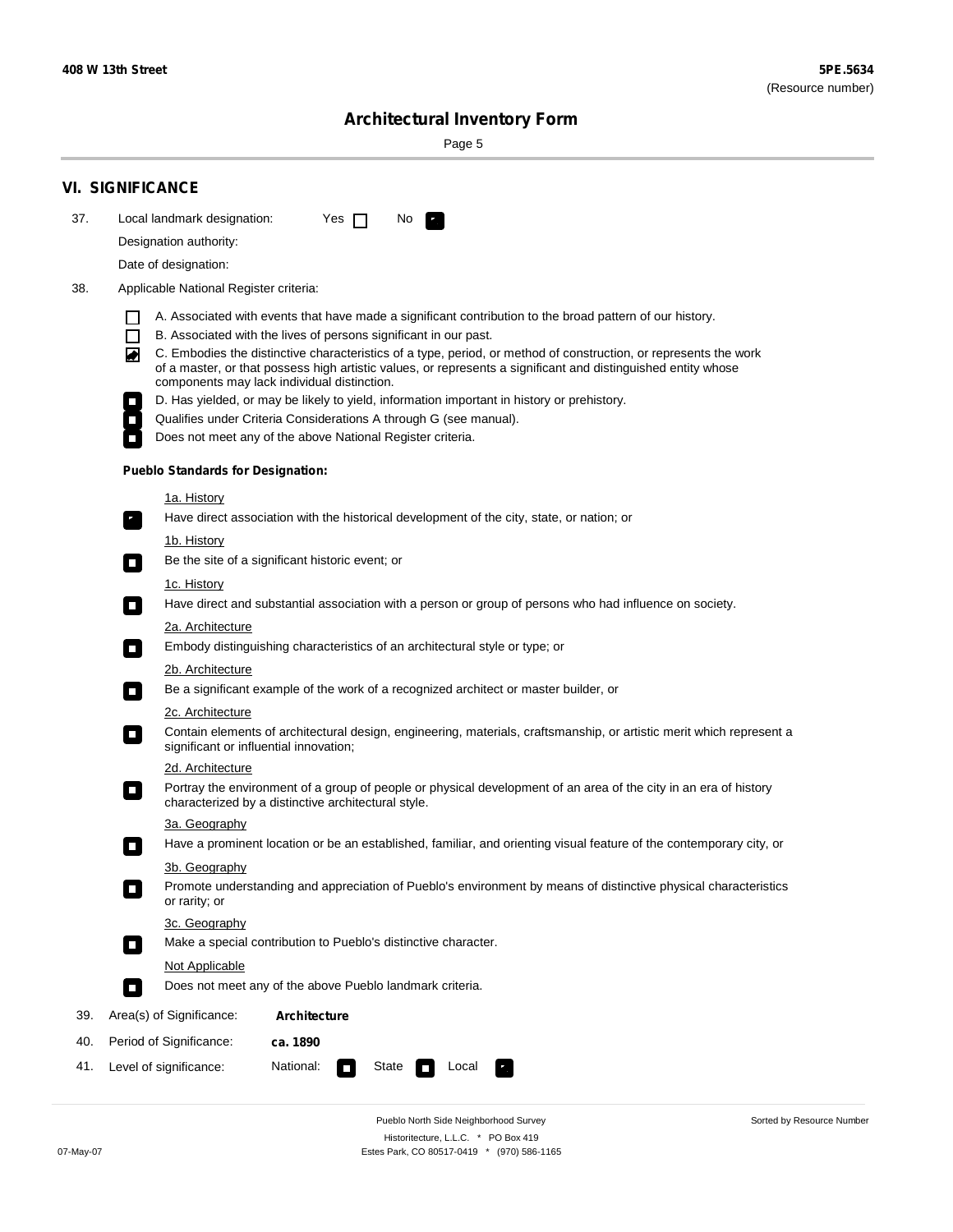# Architectural Inventory Form

## VI. SIGNIFICANCE

37. Local landmark designation: Yes ☐ No ☑

Designation authority:

Date of designation:

38. Applicable National Register criteria:

- ☐ A. Associated with events that have made a significant contribution to the broad pattern of our history.
- ☐ B. Associated with the lives of persons significant in our past.
- ☑ C. Embodies the distinctive characteristics of a type, period, or method of construction, or represents the work of a master, or that possess high artistic values, or represents a significant and distinguished entity whose components may lack individual distinction.
- ☐ D. Has yielded, or may be likely to yield, information important in history or prehistory.
- ☐ Qualifies under Criteria Considerations A through G (see manual).
- ☐ Does not meet any of the above National Register criteria.

**Pueblo Standards for Designation:**

1a. History
☑ Have direct association with the historical development of the city, state, or nation; or

1b. History
☐ Be the site of a significant historic event; or

1c. History
☐ Have direct and substantial association with a person or group of persons who had influence on society.

2a. Architecture
☐ Embody distinguishing characteristics of an architectural style or type; or

2b. Architecture
☐ Be a significant example of the work of a recognized architect or master builder, or

2c. Architecture
☐ Contain elements of architectural design, engineering, materials, craftsmanship, or artistic merit which represent a significant or influential innovation;

2d. Architecture
☐ Portray the environment of a group of people or physical development of an area of the city in an era of history characterized by a distinctive architectural style.

3a. Geography
☐ Have a prominent location or be an established, familiar, and orienting visual feature of the contemporary city, or

3b. Geography
☐ Promote understanding and appreciation of Pueblo's environment by means of distinctive physical characteristics or rarity; or

3c. Geography
☐ Make a special contribution to Pueblo's distinctive character.

Not Applicable
☐ Does not meet any of the above Pueblo landmark criteria.

39. Area(s) of Significance: **Architecture**

40. Period of Significance: **ca. 1890**

41. Level of significance: National: ☐ State ☐ Local ☑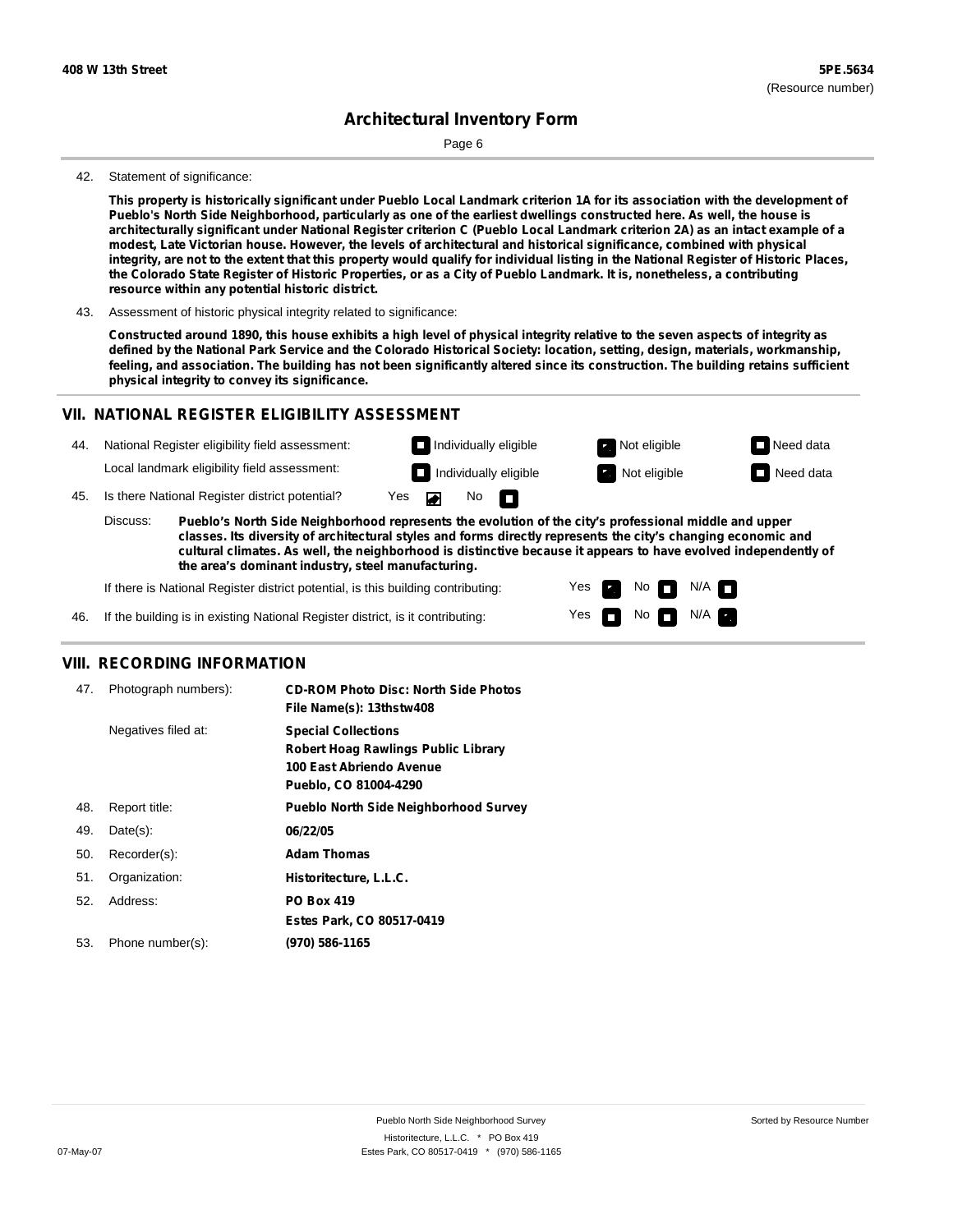42. Statement of significance:

**This property is historically significant under Pueblo Local Landmark criterion 1A for its association with the development of Pueblo's North Side Neighborhood, particularly as one of the earliest dwellings constructed here. As well, the house is architecturally significant under National Register criterion C (Pueblo Local Landmark criterion 2A) as an intact example of a modest, Late Victorian house. However, the levels of architectural and historical significance, combined with physical integrity, are not to the extent that this property would qualify for individual listing in the National Register of Historic Places, the Colorado State Register of Historic Properties, or as a City of Pueblo Landmark. It is, nonetheless, a contributing resource within any potential historic district.**

43. Assessment of historic physical integrity related to significance:

**Constructed around 1890, this house exhibits a high level of physical integrity relative to the seven aspects of integrity as defined by the National Park Service and the Colorado Historical Society: location, setting, design, materials, workmanship, feeling, and association. The building has not been significantly altered since its construction. The building retains sufficient physical integrity to convey its significance.**

## VII. NATIONAL REGISTER ELIGIBILITY ASSESSMENT

44. National Register eligibility field assessment: ☐ Individually eligible ☑ Not eligible ☐ Need data

Local landmark eligibility field assessment: ☐ Individually eligible ☑ Not eligible ☐ Need data

45. Is there National Register district potential? Yes ☑ No ☐

Discuss: **Pueblo's North Side Neighborhood represents the evolution of the city's professional middle and upper classes. Its diversity of architectural styles and forms directly represents the city's changing economic and cultural climates. As well, the neighborhood is distinctive because it appears to have evolved independently of the area's dominant industry, steel manufacturing.**

If there is National Register district potential, is this building contributing: Yes ☑ No ☐ N/A ☐

46. If the building is in existing National Register district, is it contributing: Yes ☐ No ☐ N/A ☑

## VIII. RECORDING INFORMATION

47. Photograph numbers): **CD-ROM Photo Disc: North Side Photos**
**File Name(s): 13thstw408**

Negatives filed at: **Special Collections**
**Robert Hoag Rawlings Public Library**
**100 East Abriendo Avenue**
**Pueblo, CO 81004-4290**

48. Report title: **Pueblo North Side Neighborhood Survey**

49. Date(s): **06/22/05**

50. Recorder(s): **Adam Thomas**

51. Organization: **Historitecture, L.L.C.**

52. Address: **PO Box 419**
**Estes Park, CO 80517-0419**

53. Phone number(s): **(970) 586-1165**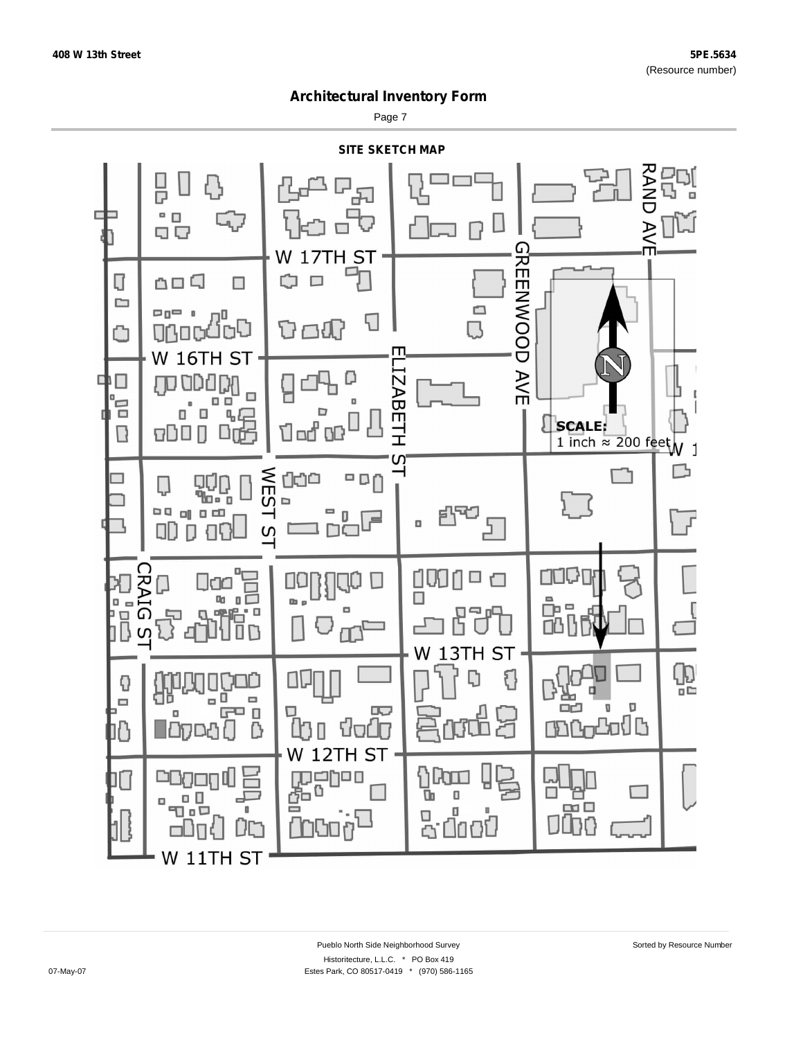408 W 13th Street

5PE.5634
(Resource number)

# Architectural Inventory Form

## SITE SKETCH MAP

W 17TH ST

W 16TH ST

W 13TH ST

W 12TH ST

W 11TH ST

RAND AVE

GREENWOOD AVE

ELIZABETH ST

WEST ST

CRAIG ST

N

SCALE:
1 inch ≈ 200 feet

Pueblo North Side Neighborhood Survey

Sorted by Resource Number

Historitecture, L.L.C. * PO Box 419
Estes Park, CO 80517-0419 * (970) 586-1165

07-May-07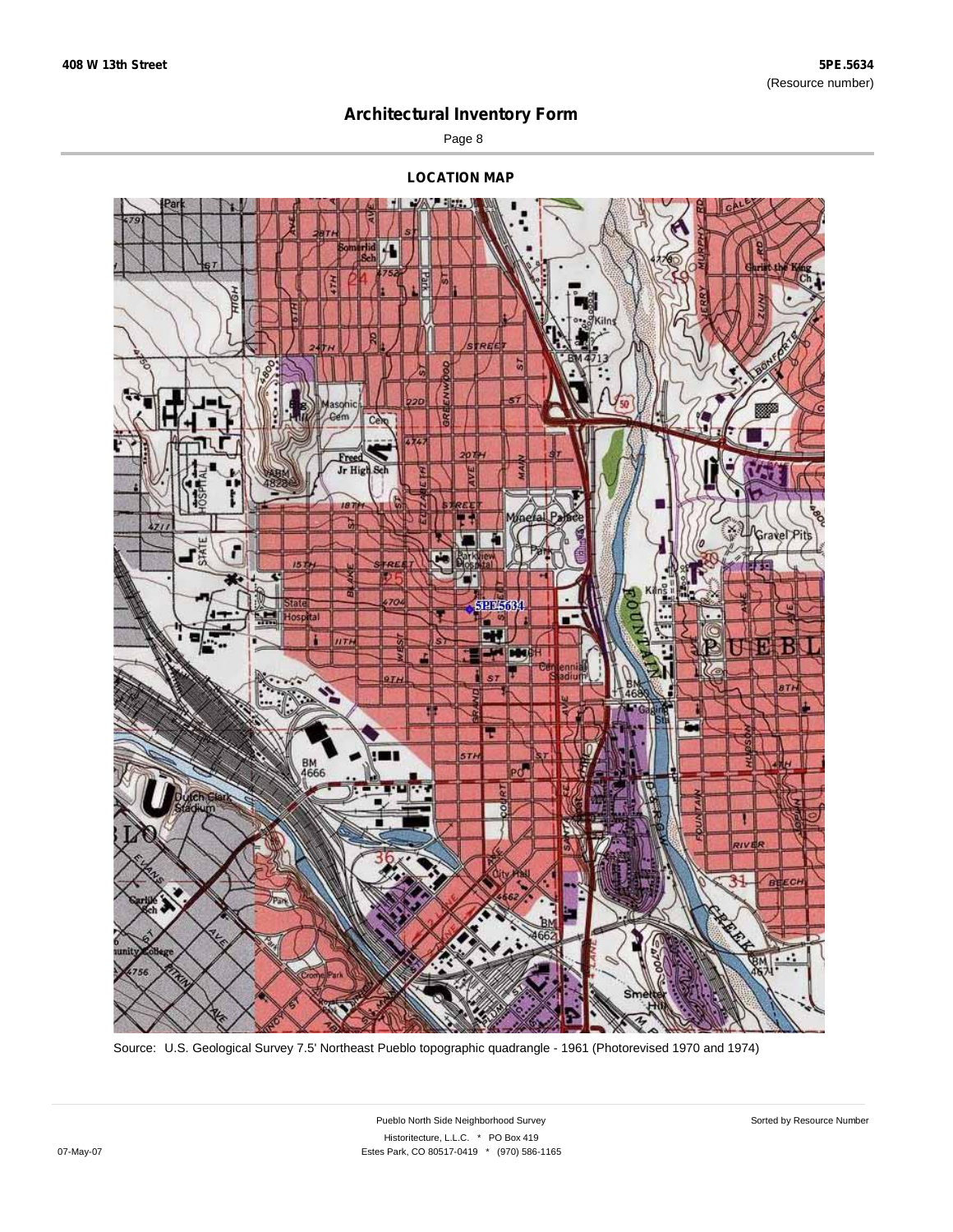# Architectural Inventory Form

## LOCATION MAP

Source: U.S. Geological Survey 7.5' Northeast Pueblo topographic quadrangle - 1961 (Photorevised 1970 and 1974)